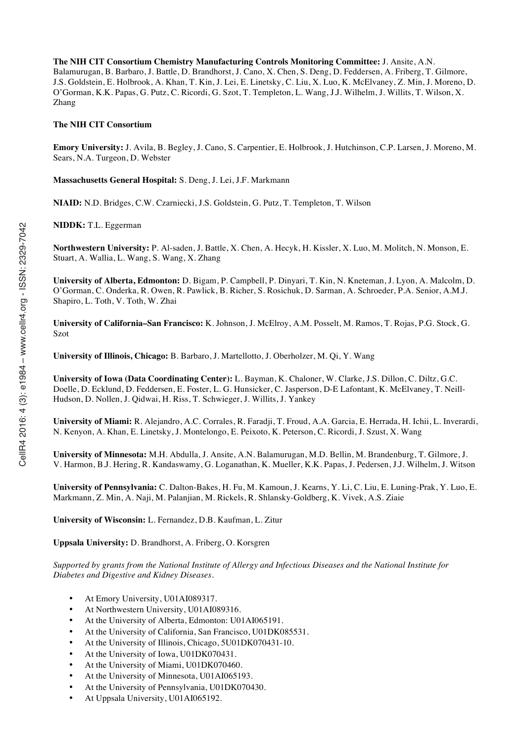**The NIH CIT Consortium Chemistry Manufacturing Controls Monitoring Committee:** J. Ansite, A.N. Balamurugan, B. Barbaro, J. Battle, D. Brandhorst, J. Cano, X. Chen, S. Deng, D. Feddersen, A. Friberg, T. Gilmore, J.S. Goldstein, E. Holbrook, A. Khan, T. Kin, J. Lei, E. Linetsky, C. Liu, X. Luo, K. McElvaney, Z. Min, J. Moreno, D. O'Gorman, K.K. Papas, G. Putz, C. Ricordi, G. Szot, T. Templeton, L. Wang, J.J. Wilhelm, J. Willits, T. Wilson, X. Zhang

**The NIH CIT Consortium**

**Emory University:** J. Avila, B. Begley, J. Cano, S. Carpentier, E. Holbrook, J. Hutchinson, C.P. Larsen, J. Moreno, M. Sears, N.A. Turgeon, D. Webster

**Massachusetts General Hospital:** S. Deng, J. Lei, J.F. Markmann

**NIAID:** N.D. Bridges, C.W. Czarniecki, J.S. Goldstein, G. Putz, T. Templeton, T. Wilson

**NIDDK:** T.L. Eggerman

**Northwestern University:** P. Al-saden, J. Battle, X. Chen, A. Hecyk, H. Kissler, X. Luo, M. Molitch, N. Monson, E. Stuart, A. Wallia, L. Wang, S. Wang, X. Zhang

**University of Alberta, Edmonton:** D. Bigam, P. Campbell, P. Dinyari, T. Kin, N. Kneteman, J. Lyon, A. Malcolm, D. O'Gorman, C. Onderka, R. Owen, R. Pawlick, B. Richer, S. Rosichuk, D. Sarman, A. Schroeder, P.A. Senior, A.M.J. Shapiro, L. Toth, V. Toth, W. Zhai

**University of California–San Francisco:** K. Johnson, J. McElroy, A.M. Posselt, M. Ramos, T. Rojas, P.G. Stock, G. Szot

**University of Illinois, Chicago:** B. Barbaro, J. Martellotto, J. Oberholzer, M. Qi, Y. Wang

**University of Iowa (Data Coordinating Center):** L. Bayman, K. Chaloner, W. Clarke, J.S. Dillon, C. Diltz, G.C. Doelle, D. Ecklund, D. Feddersen, E. Foster, L. G. Hunsicker, C. Jasperson, D-E Lafontant, K. McElvaney, T. Neill-Hudson, D. Nollen, J. Qidwai, H. Riss, T. Schwieger, J. Willits, J. Yankey

**University of Miami:** R. Alejandro, A.C. Corrales, R. Faradji, T. Froud, A.A. Garcia, E. Herrada, H. Ichii, L. Inverardi, N. Kenyon, A. Khan, E. Linetsky, J. Montelongo, E. Peixoto, K. Peterson, C. Ricordi, J. Szust, X. Wang

**University of Minnesota:** M.H. Abdulla, J. Ansite, A.N. Balamurugan, M.D. Bellin, M. Brandenburg, T. Gilmore, J. V. Harmon, B.J. Hering, R. Kandaswamy, G. Loganathan, K. Mueller, K.K. Papas, J. Pedersen, J.J. Wilhelm, J. Witson

**University of Pennsylvania:** C. Dalton-Bakes, H. Fu, M. Kamoun, J. Kearns, Y. Li, C. Liu, E. Luning-Prak, Y. Luo, E. Markmann, Z. Min, A. Naji, M. Palanjian, M. Rickels, R. Shlansky-Goldberg, K. Vivek, A.S. Ziaie

**University of Wisconsin:** L. Fernandez, D.B. Kaufman, L. Zitur

**Uppsala University:** D. Brandhorst, A. Friberg, O. Korsgren

*Supported by grants from the National Institute of Allergy and Infectious Diseases and the National Institute for Diabetes and Digestive and Kidney Diseases.*

- At Emory University, U01AI089317.
- At Northwestern University, U01AI089316.
- At the University of Alberta, Edmonton: U01AI065191.
- At the University of California, San Francisco, U01DK085531.
- At the University of Illinois, Chicago, 5U01DK070431-10.
- At the University of Iowa, U01DK070431.
- At the University of Miami, U01DK070460.
- At the University of Minnesota, U01AI065193.
- At the University of Pennsylvania, U01DK070430.
- At Uppsala University, U01AI065192.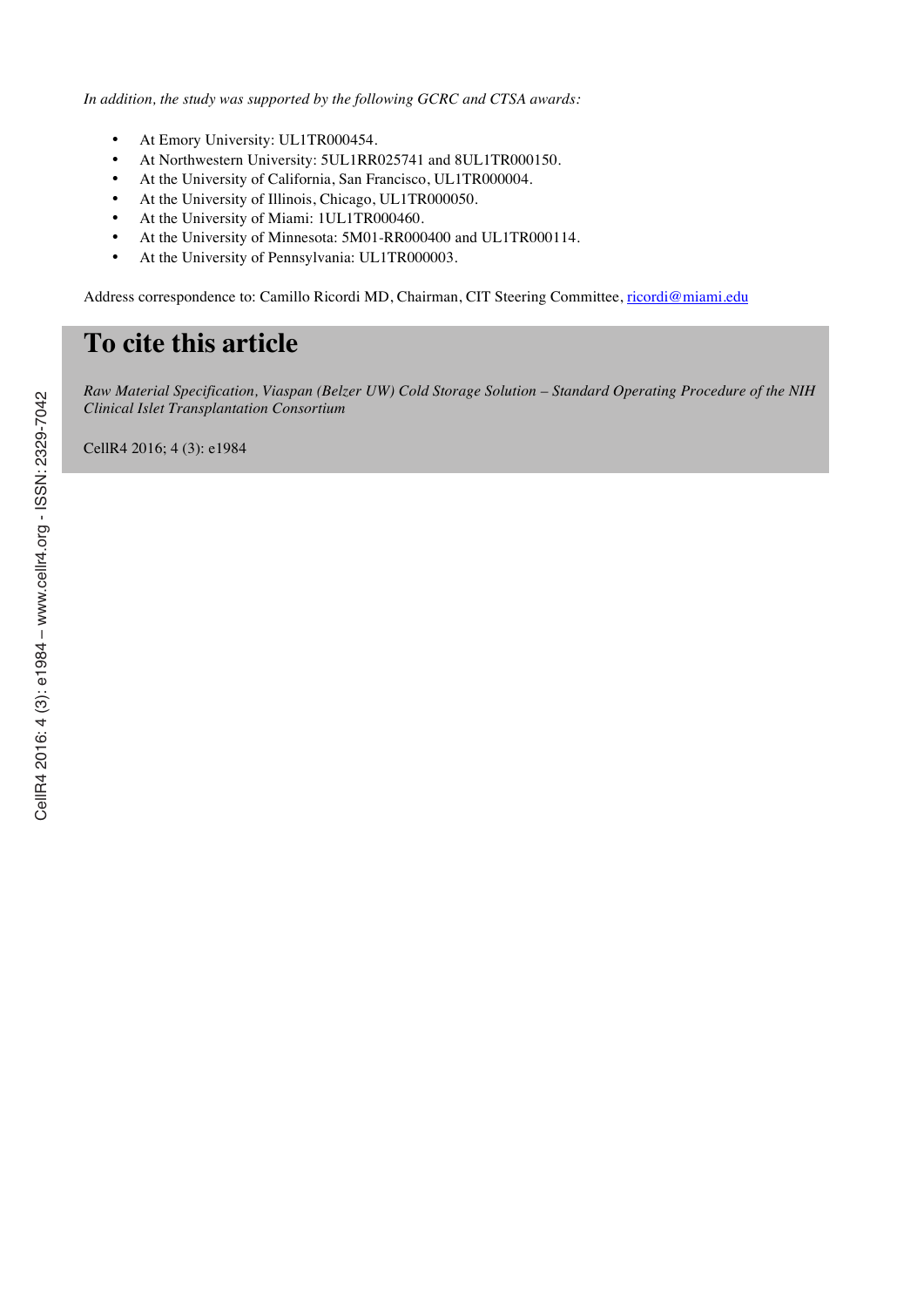*In addition, the study was supported by the following GCRC and CTSA awards:*

- At Emory University: UL1TR000454.
- At Northwestern University: 5UL1RR025741 and 8UL1TR000150.
- At the University of California, San Francisco, UL1TR000004.
- At the University of Illinois, Chicago, UL1TR000050.
- At the University of Miami: 1UL1TR000460.
- At the University of Minnesota: 5M01-RR000400 and UL1TR000114.
- At the University of Pennsylvania: UL1TR000003.

Address correspondence to: Camillo Ricordi MD, Chairman, CIT Steering Committee, ricordi@miami.edu

# To cite this article

*Raw Material Specification, Viaspan (Belzer UW) Cold Storage Solution – Standard Operating Procedure of the NIH Clinical Islet Transplantation Consortium*

CellR4 2016; 4 (3): e1984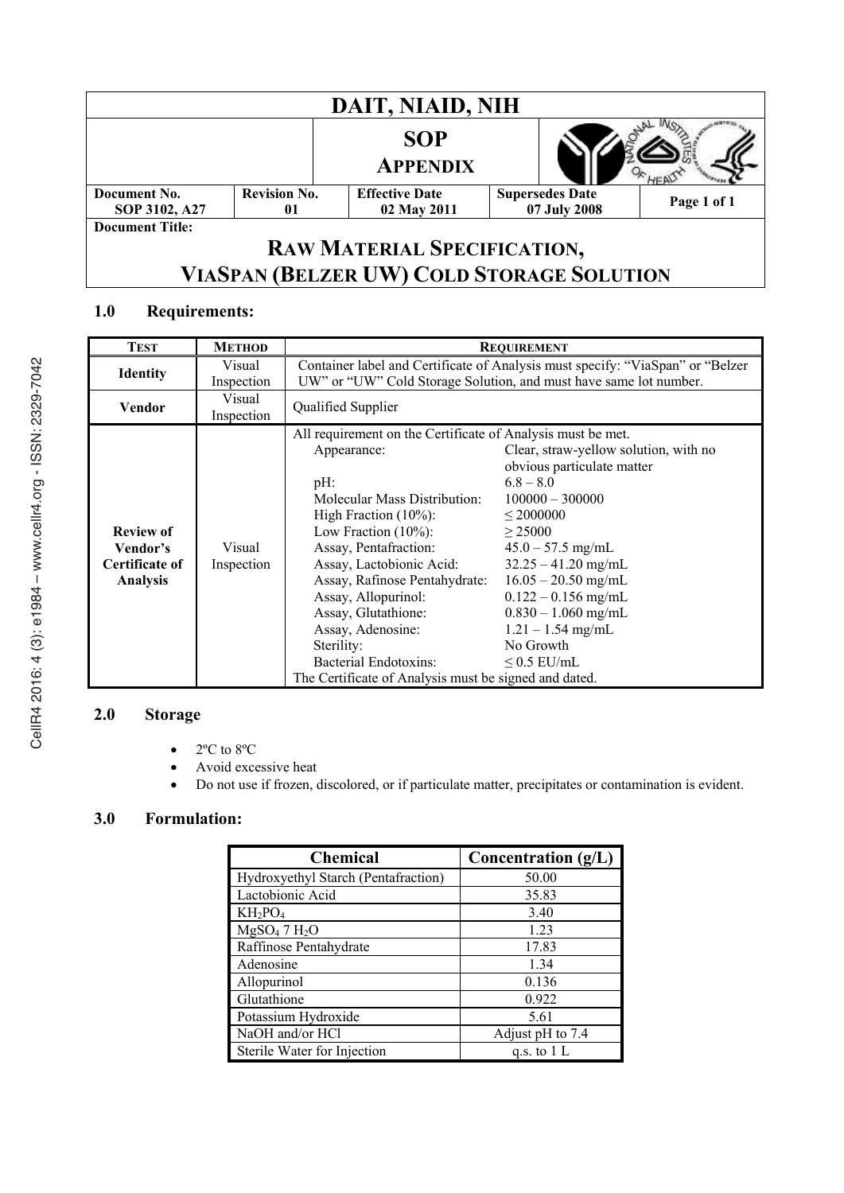| DAIT, NIAID, NIH | | | | |
|---|---|---|---|---|
| | SOP APPENDIX | | | |
| **Document No.** SOP 3102, A27 | **Revision No.** 01 | **Effective Date** 02 May 2011 | **Supersedes Date** 07 July 2008 | **Page 1 of 1** |

**Document Title:**

# RAW MATERIAL SPECIFICATION, VIASPAN (BELZER UW) COLD STORAGE SOLUTION

## 1.0 Requirements:

| TEST | METHOD | REQUIREMENT | |
|---|---|---|---|
| **Identity** | Visual Inspection | Container label and Certificate of Analysis must specify: "ViaSpan" or "Belzer UW" or "UW" Cold Storage Solution, and must have same lot number. | |
| **Vendor** | Visual Inspection | Qualified Supplier | |
| **Review of Vendor's Certificate of Analysis** | Visual Inspection | All requirement on the Certificate of Analysis must be met. | |
| | | Appearance: | Clear, straw-yellow solution, with no obvious particulate matter |
| | | pH: | 6.8 – 8.0 |
| | | Molecular Mass Distribution: | 100000 – 300000 |
| | | High Fraction (10%): | ≤ 2000000 |
| | | Low Fraction (10%): | ≥ 25000 |
| | | Assay, Pentafraction: | 45.0 – 57.5 mg/mL |
| | | Assay, Lactobionic Acid: | 32.25 – 41.20 mg/mL |
| | | Assay, Rafinose Pentahydrate: | 16.05 – 20.50 mg/mL |
| | | Assay, Allopurinol: | 0.122 – 0.156 mg/mL |
| | | Assay, Glutathione: | 0.830 – 1.060 mg/mL |
| | | Assay, Adenosine: | 1.21 – 1.54 mg/mL |
| | | Sterility: | No Growth |
| | | Bacterial Endotoxins: | ≤ 0.5 EU/mL |
| | | The Certificate of Analysis must be signed and dated. | |

## 2.0 Storage

- 2ºC to 8ºC
- Avoid excessive heat
- Do not use if frozen, discolored, or if particulate matter, precipitates or contamination is evident.

## 3.0 Formulation:

| Chemical | Concentration (g/L) |
|---|---|
| Hydroxyethyl Starch (Pentafraction) | 50.00 |
| Lactobionic Acid | 35.83 |
| $KH_2PO_4$ | 3.40 |
| $MgSO_4$ 7 $H_2O$ | 1.23 |
| Raffinose Pentahydrate | 17.83 |
| Adenosine | 1.34 |
| Allopurinol | 0.136 |
| Glutathione | 0.922 |
| Potassium Hydroxide | 5.61 |
| NaOH and/or HCl | Adjust pH to 7.4 |
| Sterile Water for Injection | q.s. to 1 L |